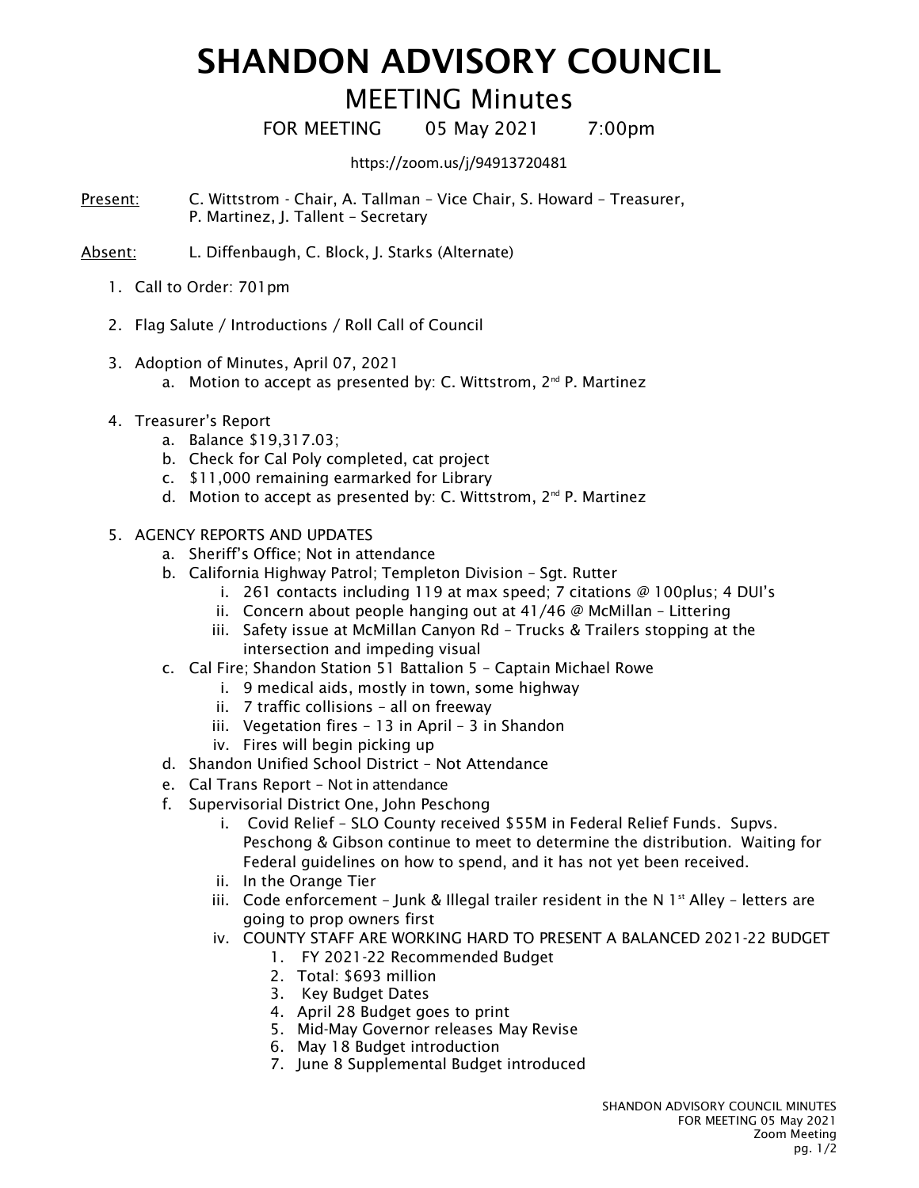# SHANDON ADVISORY COUNCIL

## MEETING Minutes

FOR MEETING 05 May 2021 7:00pm

https://zoom.us/j/94913720481

Present: C. Wittstrom - Chair, A. Tallman – Vice Chair, S. Howard – Treasurer, P. Martinez, J. Tallent – Secretary

Absent: L. Diffenbaugh, C. Block, J. Starks (Alternate)

1. Call to Order: 701pm
2. Flag Salute / Introductions / Roll Call of Council
3. Adoption of Minutes, April 07, 2021
   a. Motion to accept as presented by: C. Wittstrom, 2nd P. Martinez
4. Treasurer's Report
   a. Balance $19,317.03;
   b. Check for Cal Poly completed, cat project
   c. $11,000 remaining earmarked for Library
   d. Motion to accept as presented by: C. Wittstrom, 2nd P. Martinez
5. AGENCY REPORTS AND UPDATES
   a. Sheriff's Office; Not in attendance
   b. California Highway Patrol; Templeton Division – Sgt. Rutter
      i. 261 contacts including 119 at max speed; 7 citations @ 100plus; 4 DUI's
      ii. Concern about people hanging out at 41/46 @ McMillan – Littering
      iii. Safety issue at McMillan Canyon Rd – Trucks & Trailers stopping at the intersection and impeding visual
   c. Cal Fire; Shandon Station 51 Battalion 5 – Captain Michael Rowe
      i. 9 medical aids, mostly in town, some highway
      ii. 7 traffic collisions – all on freeway
      iii. Vegetation fires – 13 in April – 3 in Shandon
      iv. Fires will begin picking up
   d. Shandon Unified School District – Not Attendance
   e. Cal Trans Report – Not in attendance
   f. Supervisorial District One, John Peschong
      i. Covid Relief – SLO County received $55M in Federal Relief Funds. Supvs. Peschong & Gibson continue to meet to determine the distribution. Waiting for Federal guidelines on how to spend, and it has not yet been received.
      ii. In the Orange Tier
      iii. Code enforcement – Junk & Illegal trailer resident in the N 1st Alley – letters are going to prop owners first
      iv. COUNTY STAFF ARE WORKING HARD TO PRESENT A BALANCED 2021-22 BUDGET
         1. FY 2021-22 Recommended Budget
         2. Total: $693 million
         3. Key Budget Dates
         4. April 28 Budget goes to print
         5. Mid-May Governor releases May Revise
         6. May 18 Budget introduction
         7. June 8 Supplemental Budget introduced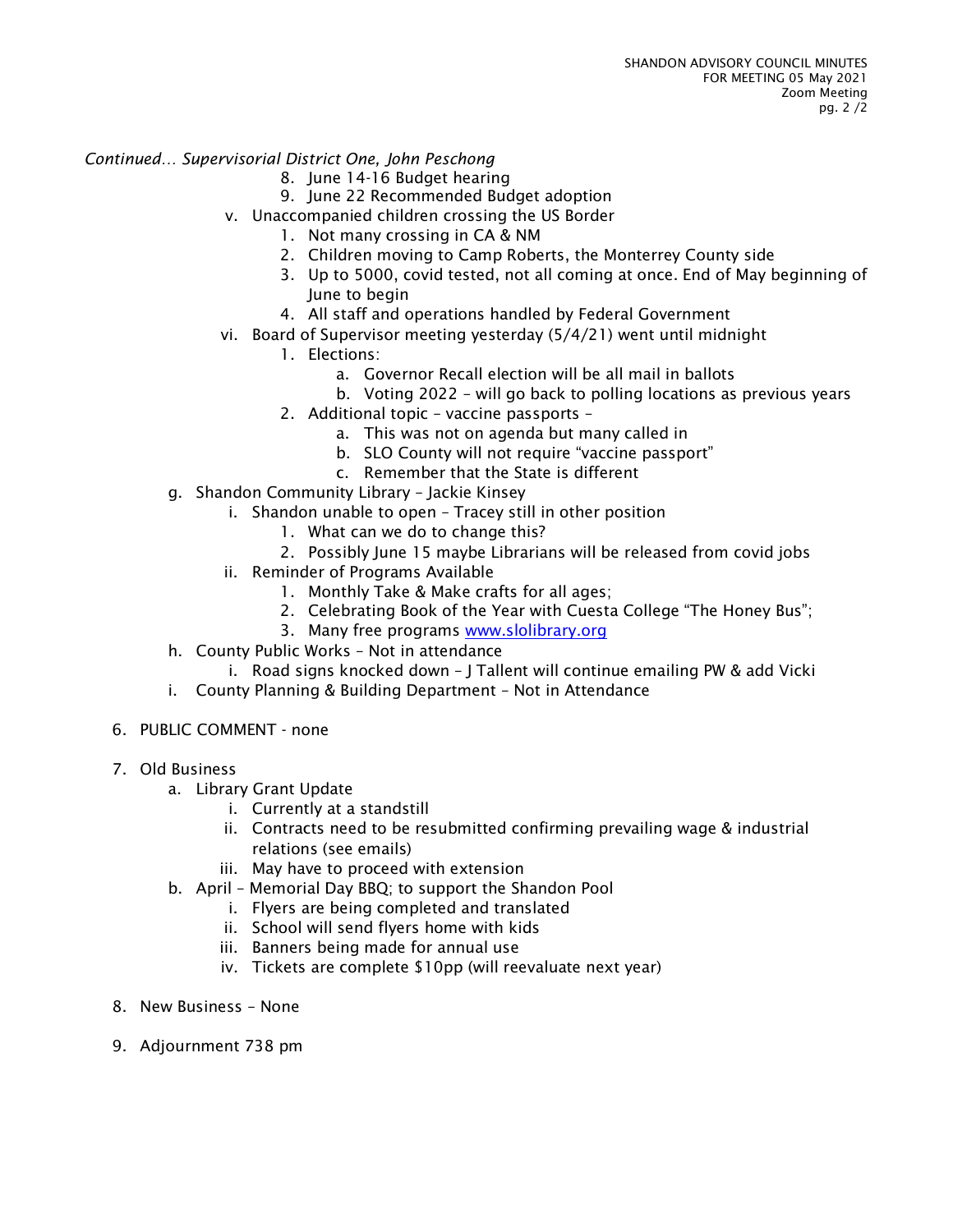*Continued… Supervisorial District One, John Peschong*

8. June 14-16 Budget hearing
9. June 22 Recommended Budget adoption

v. Unaccompanied children crossing the US Border
   1. Not many crossing in CA & NM
   2. Children moving to Camp Roberts, the Monterrey County side
   3. Up to 5000, covid tested, not all coming at once. End of May beginning of June to begin
   4. All staff and operations handled by Federal Government

vi. Board of Supervisor meeting yesterday (5/4/21) went until midnight
   1. Elections:
      a. Governor Recall election will be all mail in ballots
      b. Voting 2022 – will go back to polling locations as previous years
   2. Additional topic – vaccine passports –
      a. This was not on agenda but many called in
      b. SLO County will not require "vaccine passport"
      c. Remember that the State is different

g. Shandon Community Library – Jackie Kinsey
   i. Shandon unable to open – Tracey still in other position
      1. What can we do to change this?
      2. Possibly June 15 maybe Librarians will be released from covid jobs
   ii. Reminder of Programs Available
      1. Monthly Take & Make crafts for all ages;
      2. Celebrating Book of the Year with Cuesta College "The Honey Bus";
      3. Many free programs [www.slolibrary.org](http://www.slolibrary.org)

h. County Public Works – Not in attendance
   i. Road signs knocked down – J Tallent will continue emailing PW & add Vicki

i. County Planning & Building Department – Not in Attendance

6. PUBLIC COMMENT - none

7. Old Business
   a. Library Grant Update
      i. Currently at a standstill
      ii. Contracts need to be resubmitted confirming prevailing wage & industrial relations (see emails)
      iii. May have to proceed with extension
   b. April – Memorial Day BBQ; to support the Shandon Pool
      i. Flyers are being completed and translated
      ii. School will send flyers home with kids
      iii. Banners being made for annual use
      iv. Tickets are complete $10pp (will reevaluate next year)

8. New Business – None

9. Adjournment 738 pm